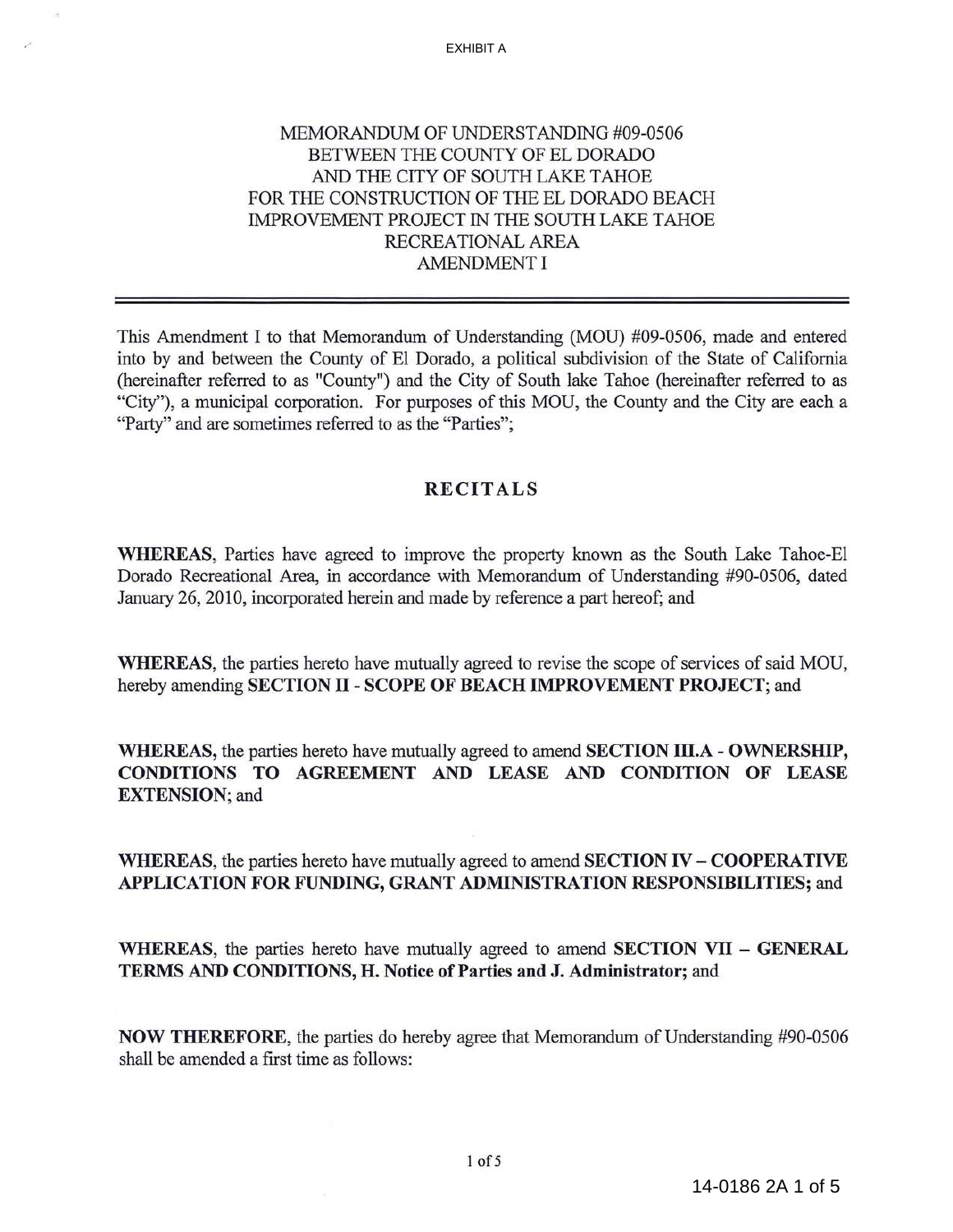EXHIBIT A

# MEMORANDUM OF UNDERSTANDING #09-0506 BETWEEN THE COUNTY OF EL DORADO AND THE CITY OF SOUTH LAKE TAHOE FOR THE CONSTRUCTION OF THE EL DORADO BEACH IMPROVEMENT PROJECT IN THE SOUTH LAKE TAHOE RECREATIONAL AREA AMENDMENT I

---

This Amendment I to that Memorandum of Understanding (MOU) #09-0506, made and entered into by and between the County of El Dorado, a political subdivision of the State of California (hereinafter referred to as "County") and the City of South lake Tahoe (hereinafter referred to as "City"), a municipal corporation. For purposes of this MOU, the County and the City are each a "Party" and are sometimes referred to as the "Parties";

## RECITALS

**WHEREAS,** Parties have agreed to improve the property known as the South Lake Tahoe-El Dorado Recreational Area, in accordance with Memorandum of Understanding #90-0506, dated January 26, 2010, incorporated herein and made by reference a part hereof; and

**WHEREAS,** the parties hereto have mutually agreed to revise the scope of services of said MOU, hereby amending **SECTION II - SCOPE OF BEACH IMPROVEMENT PROJECT**; and

**WHEREAS,** the parties hereto have mutually agreed to amend **SECTION III.A - OWNERSHIP, CONDITIONS TO AGREEMENT AND LEASE AND CONDITION OF LEASE EXTENSION**; and

**WHEREAS,** the parties hereto have mutually agreed to amend **SECTION IV – COOPERATIVE APPLICATION FOR FUNDING, GRANT ADMINISTRATION RESPONSIBILITIES;** and

**WHEREAS,** the parties hereto have mutually agreed to amend **SECTION VII – GENERAL TERMS AND CONDITIONS, H. Notice of Parties and J. Administrator;** and

**NOW THEREFORE,** the parties do hereby agree that Memorandum of Understanding #90-0506 shall be amended a first time as follows: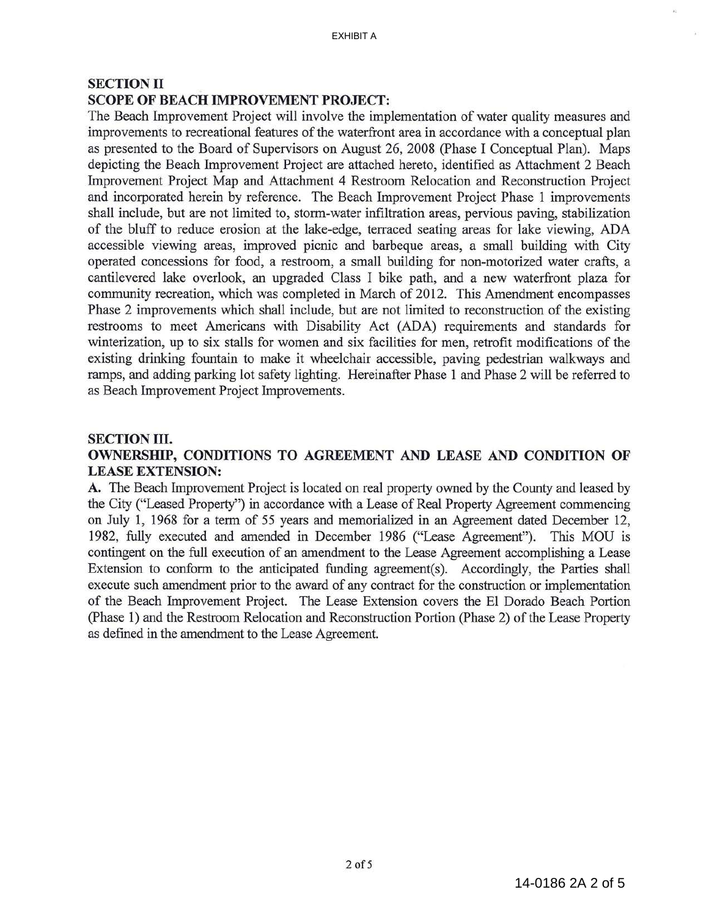## SECTION II
## SCOPE OF BEACH IMPROVEMENT PROJECT:

The Beach Improvement Project will involve the implementation of water quality measures and improvements to recreational features of the waterfront area in accordance with a conceptual plan as presented to the Board of Supervisors on August 26, 2008 (Phase I Conceptual Plan). Maps depicting the Beach Improvement Project are attached hereto, identified as Attachment 2 Beach Improvement Project Map and Attachment 4 Restroom Relocation and Reconstruction Project and incorporated herein by reference. The Beach Improvement Project Phase 1 improvements shall include, but are not limited to, storm-water infiltration areas, pervious paving, stabilization of the bluff to reduce erosion at the lake-edge, terraced seating areas for lake viewing, ADA accessible viewing areas, improved picnic and barbeque areas, a small building with City operated concessions for food, a restroom, a small building for non-motorized water crafts, a cantilevered lake overlook, an upgraded Class I bike path, and a new waterfront plaza for community recreation, which was completed in March of 2012. This Amendment encompasses Phase 2 improvements which shall include, but are not limited to reconstruction of the existing restrooms to meet Americans with Disability Act (ADA) requirements and standards for winterization, up to six stalls for women and six facilities for men, retrofit modifications of the existing drinking fountain to make it wheelchair accessible, paving pedestrian walkways and ramps, and adding parking lot safety lighting. Hereinafter Phase 1 and Phase 2 will be referred to as Beach Improvement Project Improvements.

## SECTION III.
## OWNERSHIP, CONDITIONS TO AGREEMENT AND LEASE AND CONDITION OF LEASE EXTENSION:

**A.** The Beach Improvement Project is located on real property owned by the County and leased by the City ("Leased Property") in accordance with a Lease of Real Property Agreement commencing on July 1, 1968 for a term of 55 years and memorialized in an Agreement dated December 12, 1982, fully executed and amended in December 1986 ("Lease Agreement"). This MOU is contingent on the full execution of an amendment to the Lease Agreement accomplishing a Lease Extension to conform to the anticipated funding agreement(s). Accordingly, the Parties shall execute such amendment prior to the award of any contract for the construction or implementation of the Beach Improvement Project. The Lease Extension covers the El Dorado Beach Portion (Phase 1) and the Restroom Relocation and Reconstruction Portion (Phase 2) of the Lease Property as defined in the amendment to the Lease Agreement.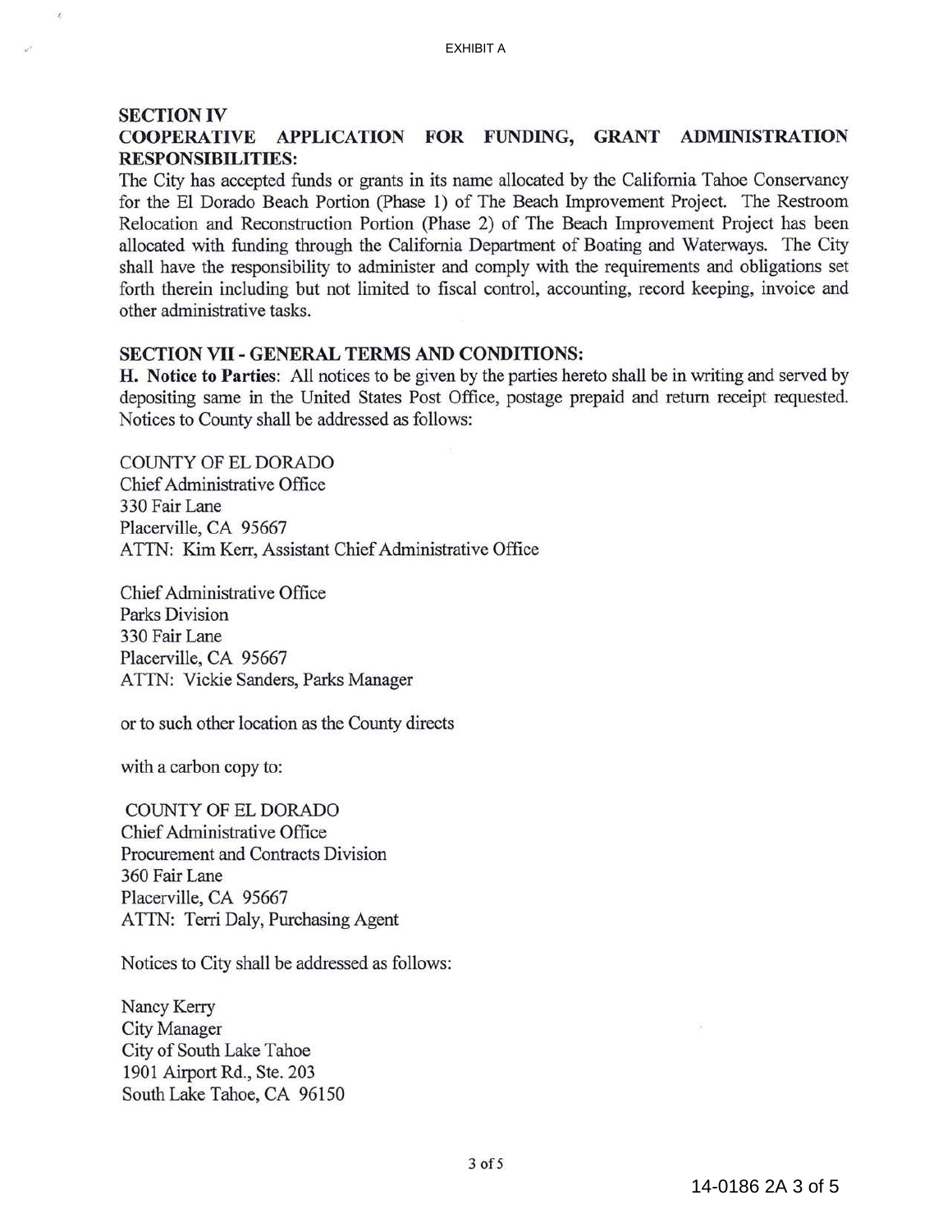EXHIBIT A

## SECTION IV
## COOPERATIVE APPLICATION FOR FUNDING, GRANT ADMINISTRATION RESPONSIBILITIES:

The City has accepted funds or grants in its name allocated by the California Tahoe Conservancy for the El Dorado Beach Portion (Phase 1) of The Beach Improvement Project. The Restroom Relocation and Reconstruction Portion (Phase 2) of The Beach Improvement Project has been allocated with funding through the California Department of Boating and Waterways. The City shall have the responsibility to administer and comply with the requirements and obligations set forth therein including but not limited to fiscal control, accounting, record keeping, invoice and other administrative tasks.

## SECTION VII - GENERAL TERMS AND CONDITIONS:

**H. Notice to Parties**: All notices to be given by the parties hereto shall be in writing and served by depositing same in the United States Post Office, postage prepaid and return receipt requested. Notices to County shall be addressed as follows:

COUNTY OF EL DORADO
Chief Administrative Office
330 Fair Lane
Placerville, CA 95667
ATTN: Kim Kerr, Assistant Chief Administrative Office

Chief Administrative Office
Parks Division
330 Fair Lane
Placerville, CA 95667
ATTN: Vickie Sanders, Parks Manager

or to such other location as the County directs

with a carbon copy to:

COUNTY OF EL DORADO
Chief Administrative Office
Procurement and Contracts Division
360 Fair Lane
Placerville, CA 95667
ATTN: Terri Daly, Purchasing Agent

Notices to City shall be addressed as follows:

Nancy Kerry
City Manager
City of South Lake Tahoe
1901 Airport Rd., Ste. 203
South Lake Tahoe, CA 96150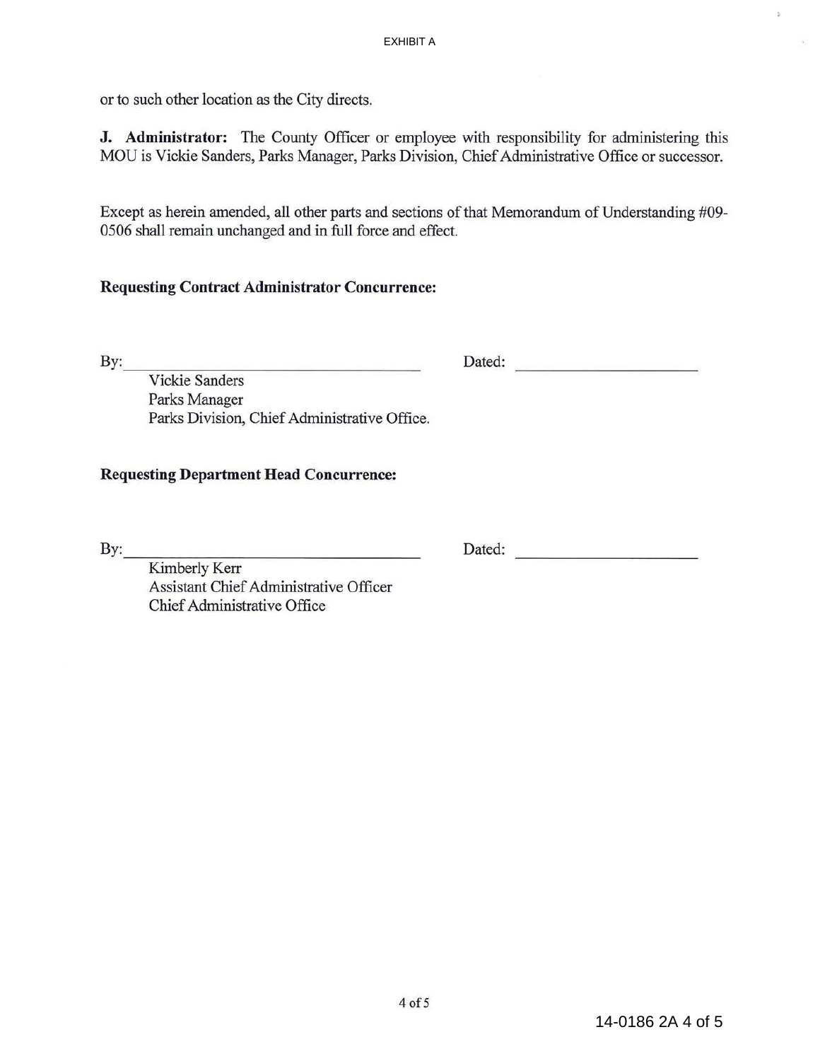or to such other location as the City directs.

**J. Administrator:** The County Officer or employee with responsibility for administering this MOU is Vickie Sanders, Parks Manager, Parks Division, Chief Administrative Office or successor.

Except as herein amended, all other parts and sections of that Memorandum of Understanding #09-0506 shall remain unchanged and in full force and effect.

**Requesting Contract Administrator Concurrence:**

By: ______________________________ Dated: ____________________

Vickie Sanders
Parks Manager
Parks Division, Chief Administrative Office.

**Requesting Department Head Concurrence:**

By: ______________________________ Dated: ____________________

Kimberly Kerr
Assistant Chief Administrative Officer
Chief Administrative Office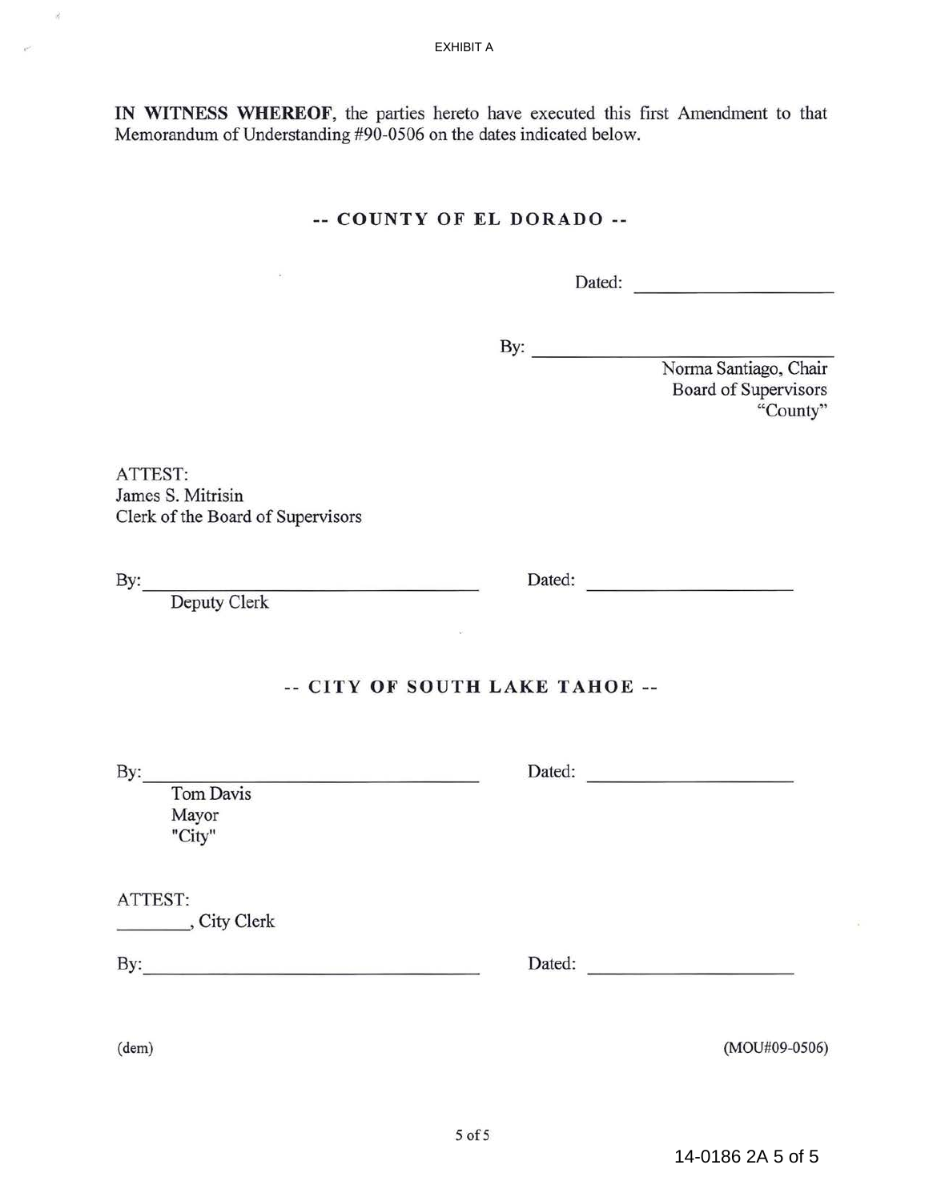EXHIBIT A

**IN WITNESS WHEREOF,** the parties hereto have executed this first Amendment to that Memorandum of Understanding #90-0506 on the dates indicated below.

**-- COUNTY OF EL DORADO --**

Dated: ______________________

By: ______________________________
Norma Santiago, Chair
Board of Supervisors
"County"

ATTEST:
James S. Mitrisin
Clerk of the Board of Supervisors

By: ______________________________ Dated: ______________________
Deputy Clerk

**-- CITY OF SOUTH LAKE TAHOE --**

By: ______________________________ Dated: ______________________
Tom Davis
Mayor
"City"

ATTEST:
________, City Clerk

By: ______________________________ Dated: ______________________

(dem) (MOU#09-0506)

14-0186 2A 5 of 5